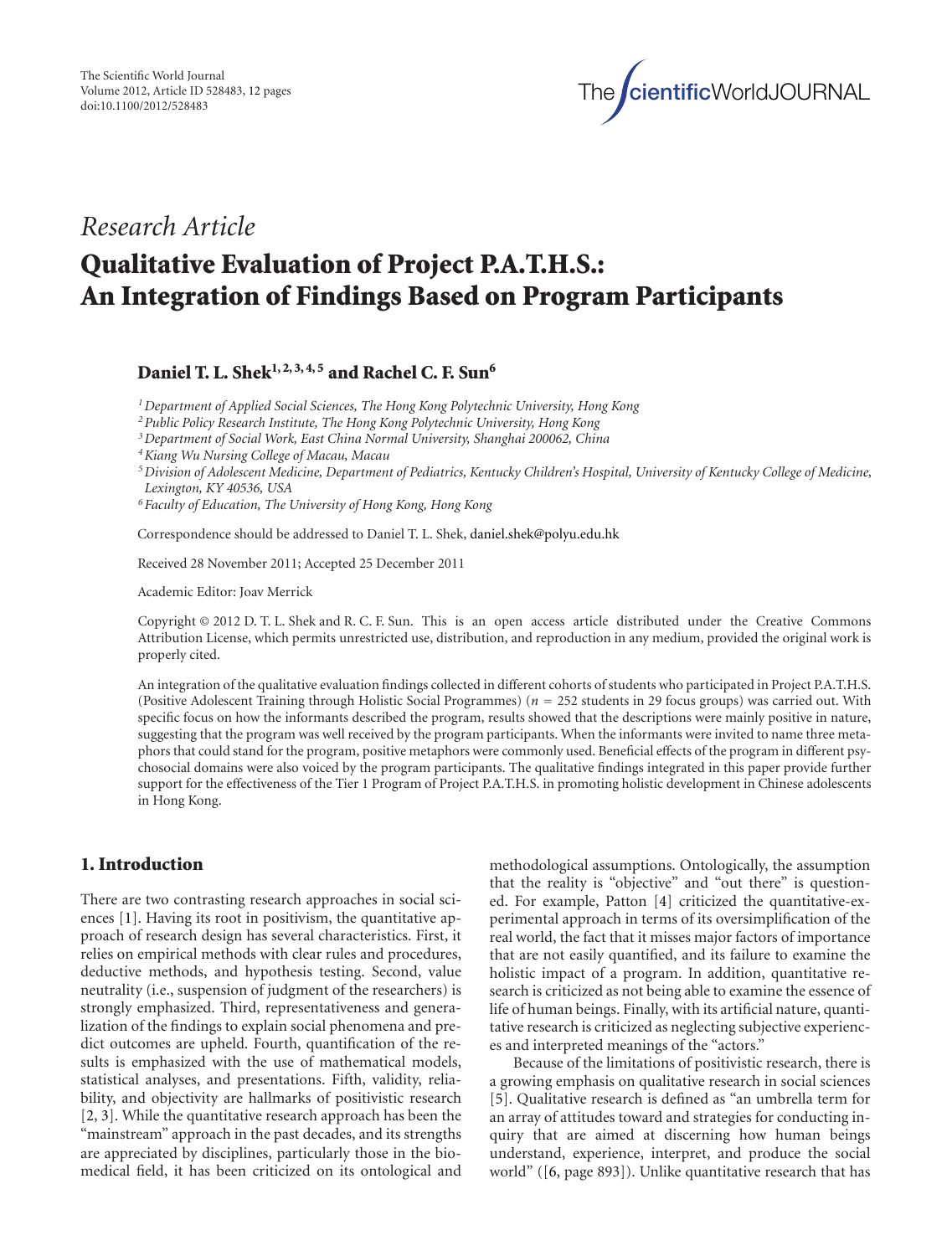*Research Article*

# Qualitative Evaluation of Project P.A.T.H.S.: An Integration of Findings Based on Program Participants

**Daniel T. L. Shek[1,2,3,4,5] and Rachel C. F. Sun[6]**

[1] *Department of Applied Social Sciences, The Hong Kong Polytechnic University, Hong Kong*
[2] *Public Policy Research Institute, The Hong Kong Polytechnic University, Hong Kong*
[3] *Department of Social Work, East China Normal University, Shanghai 200062, China*
[4] *Kiang Wu Nursing College of Macau, Macau*
[5] *Division of Adolescent Medicine, Department of Pediatrics, Kentucky Children's Hospital, University of Kentucky College of Medicine, Lexington, KY 40536, USA*
[6] *Faculty of Education, The University of Hong Kong, Hong Kong*

Correspondence should be addressed to Daniel T. L. Shek, daniel.shek@polyu.edu.hk

Received 28 November 2011; Accepted 25 December 2011

Academic Editor: Joav Merrick

Copyright © 2012 D. T. L. Shek and R. C. F. Sun. This is an open access article distributed under the Creative Commons Attribution License, which permits unrestricted use, distribution, and reproduction in any medium, provided the original work is properly cited.

An integration of the qualitative evaluation findings collected in different cohorts of students who participated in Project P.A.T.H.S. (Positive Adolescent Training through Holistic Social Programmes) ($n = 252$ students in 29 focus groups) was carried out. With specific focus on how the informants described the program, results showed that the descriptions were mainly positive in nature, suggesting that the program was well received by the program participants. When the informants were invited to name three metaphors that could stand for the program, positive metaphors were commonly used. Beneficial effects of the program in different psychosocial domains were also voiced by the program participants. The qualitative findings integrated in this paper provide further support for the effectiveness of the Tier 1 Program of Project P.A.T.H.S. in promoting holistic development in Chinese adolescents in Hong Kong.

## 1. Introduction

There are two contrasting research approaches in social sciences [1]. Having its root in positivism, the quantitative approach of research design has several characteristics. First, it relies on empirical methods with clear rules and procedures, deductive methods, and hypothesis testing. Second, value neutrality (i.e., suspension of judgment of the researchers) is strongly emphasized. Third, representativeness and generalization of the findings to explain social phenomena and predict outcomes are upheld. Fourth, quantification of the results is emphasized with the use of mathematical models, statistical analyses, and presentations. Fifth, validity, reliability, and objectivity are hallmarks of positivistic research [2, 3]. While the quantitative research approach has been the "mainstream" approach in the past decades, and its strengths are appreciated by disciplines, particularly those in the biomedical field, it has been criticized on its ontological and methodological assumptions. Ontologically, the assumption that the reality is "objective" and "out there" is questioned. For example, Patton [4] criticized the quantitative-experimental approach in terms of its oversimplification of the real world, the fact that it misses major factors of importance that are not easily quantified, and its failure to examine the holistic impact of a program. In addition, quantitative research is criticized as not being able to examine the essence of life of human beings. Finally, with its artificial nature, quantitative research is criticized as neglecting subjective experiences and interpreted meanings of the "actors."

Because of the limitations of positivistic research, there is a growing emphasis on qualitative research in social sciences [5]. Qualitative research is defined as "an umbrella term for an array of attitudes toward and strategies for conducting inquiry that are aimed at discerning how human beings understand, experience, interpret, and produce the social world" ([6, page 893]). Unlike quantitative research that has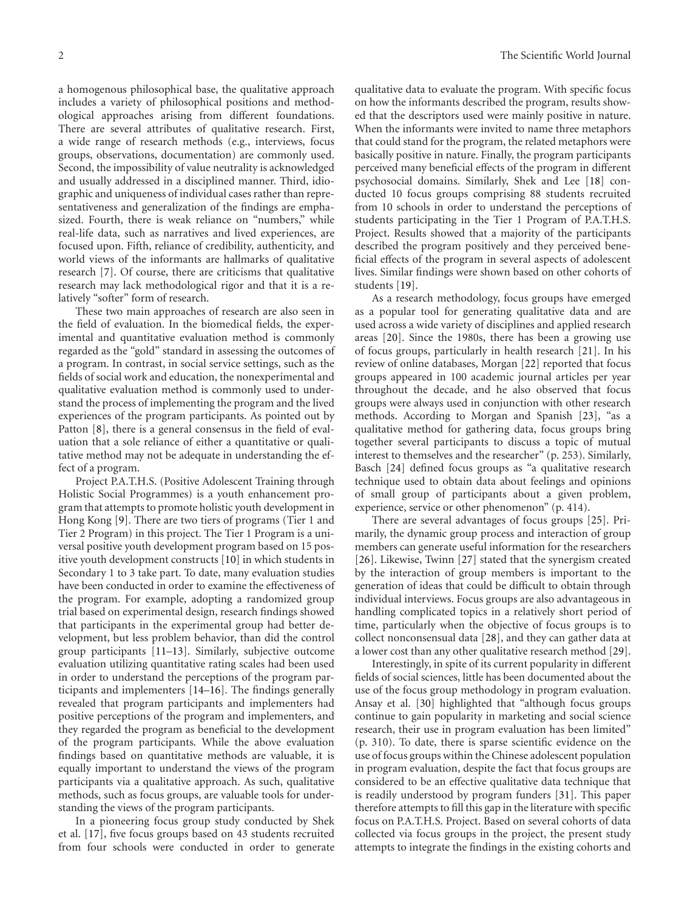a homogenous philosophical base, the qualitative approach includes a variety of philosophical positions and methodological approaches arising from different foundations. There are several attributes of qualitative research. First, a wide range of research methods (e.g., interviews, focus groups, observations, documentation) are commonly used. Second, the impossibility of value neutrality is acknowledged and usually addressed in a disciplined manner. Third, idiographic and uniqueness of individual cases rather than representativeness and generalization of the findings are emphasized. Fourth, there is weak reliance on "numbers," while real-life data, such as narratives and lived experiences, are focused upon. Fifth, reliance of credibility, authenticity, and world views of the informants are hallmarks of qualitative research [7]. Of course, there are criticisms that qualitative research may lack methodological rigor and that it is a relatively "softer" form of research.

These two main approaches of research are also seen in the field of evaluation. In the biomedical fields, the experimental and quantitative evaluation method is commonly regarded as the "gold" standard in assessing the outcomes of a program. In contrast, in social service settings, such as the fields of social work and education, the nonexperimental and qualitative evaluation method is commonly used to understand the process of implementing the program and the lived experiences of the program participants. As pointed out by Patton [8], there is a general consensus in the field of evaluation that a sole reliance of either a quantitative or qualitative method may not be adequate in understanding the effect of a program.

Project P.A.T.H.S. (Positive Adolescent Training through Holistic Social Programmes) is a youth enhancement program that attempts to promote holistic youth development in Hong Kong [9]. There are two tiers of programs (Tier 1 and Tier 2 Program) in this project. The Tier 1 Program is a universal positive youth development program based on 15 positive youth development constructs [10] in which students in Secondary 1 to 3 take part. To date, many evaluation studies have been conducted in order to examine the effectiveness of the program. For example, adopting a randomized group trial based on experimental design, research findings showed that participants in the experimental group had better development, but less problem behavior, than did the control group participants [11–13]. Similarly, subjective outcome evaluation utilizing quantitative rating scales had been used in order to understand the perceptions of the program participants and implementers [14–16]. The findings generally revealed that program participants and implementers had positive perceptions of the program and implementers, and they regarded the program as beneficial to the development of the program participants. While the above evaluation findings based on quantitative methods are valuable, it is equally important to understand the views of the program participants via a qualitative approach. As such, qualitative methods, such as focus groups, are valuable tools for understanding the views of the program participants.

In a pioneering focus group study conducted by Shek et al. [17], five focus groups based on 43 students recruited from four schools were conducted in order to generate qualitative data to evaluate the program. With specific focus on how the informants described the program, results showed that the descriptors used were mainly positive in nature. When the informants were invited to name three metaphors that could stand for the program, the related metaphors were basically positive in nature. Finally, the program participants perceived many beneficial effects of the program in different psychosocial domains. Similarly, Shek and Lee [18] conducted 10 focus groups comprising 88 students recruited from 10 schools in order to understand the perceptions of students participating in the Tier 1 Program of P.A.T.H.S. Project. Results showed that a majority of the participants described the program positively and they perceived beneficial effects of the program in several aspects of adolescent lives. Similar findings were shown based on other cohorts of students [19].

As a research methodology, focus groups have emerged as a popular tool for generating qualitative data and are used across a wide variety of disciplines and applied research areas [20]. Since the 1980s, there has been a growing use of focus groups, particularly in health research [21]. In his review of online databases, Morgan [22] reported that focus groups appeared in 100 academic journal articles per year throughout the decade, and he also observed that focus groups were always used in conjunction with other research methods. According to Morgan and Spanish [23], "as a qualitative method for gathering data, focus groups bring together several participants to discuss a topic of mutual interest to themselves and the researcher" (p. 253). Similarly, Basch [24] defined focus groups as "a qualitative research technique used to obtain data about feelings and opinions of small group of participants about a given problem, experience, service or other phenomenon" (p. 414).

There are several advantages of focus groups [25]. Primarily, the dynamic group process and interaction of group members can generate useful information for the researchers [26]. Likewise, Twinn [27] stated that the synergism created by the interaction of group members is important to the generation of ideas that could be difficult to obtain through individual interviews. Focus groups are also advantageous in handling complicated topics in a relatively short period of time, particularly when the objective of focus groups is to collect nonconsensual data [28], and they can gather data at a lower cost than any other qualitative research method [29].

Interestingly, in spite of its current popularity in different fields of social sciences, little has been documented about the use of the focus group methodology in program evaluation. Ansay et al. [30] highlighted that "although focus groups continue to gain popularity in marketing and social science research, their use in program evaluation has been limited" (p. 310). To date, there is sparse scientific evidence on the use of focus groups within the Chinese adolescent population in program evaluation, despite the fact that focus groups are considered to be an effective qualitative data technique that is readily understood by program funders [31]. This paper therefore attempts to fill this gap in the literature with specific focus on P.A.T.H.S. Project. Based on several cohorts of data collected via focus groups in the project, the present study attempts to integrate the findings in the existing cohorts and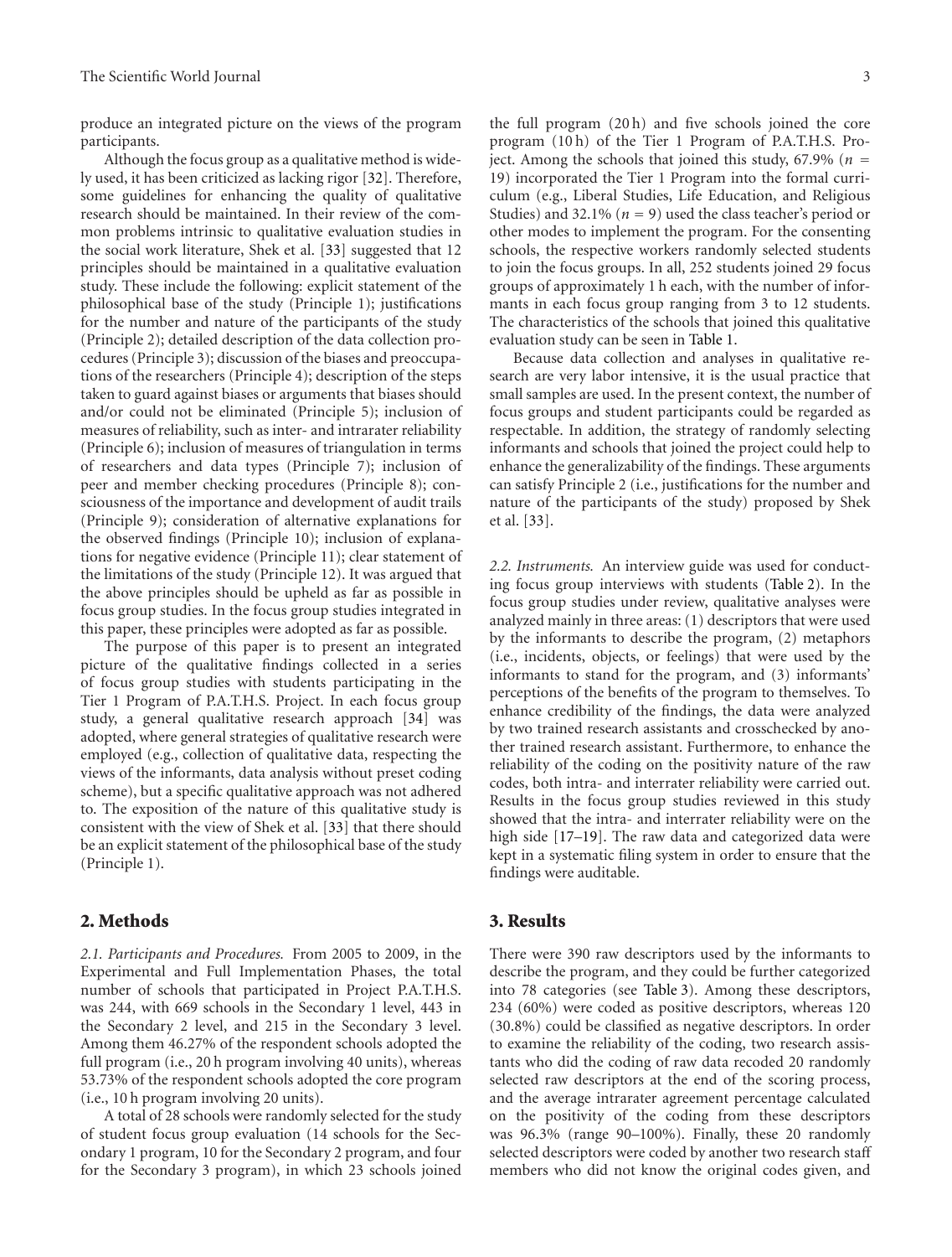produce an integrated picture on the views of the program participants.

Although the focus group as a qualitative method is widely used, it has been criticized as lacking rigor [32]. Therefore, some guidelines for enhancing the quality of qualitative research should be maintained. In their review of the common problems intrinsic to qualitative evaluation studies in the social work literature, Shek et al. [33] suggested that 12 principles should be maintained in a qualitative evaluation study. These include the following: explicit statement of the philosophical base of the study (Principle 1); justifications for the number and nature of the participants of the study (Principle 2); detailed description of the data collection procedures (Principle 3); discussion of the biases and preoccupations of the researchers (Principle 4); description of the steps taken to guard against biases or arguments that biases should and/or could not be eliminated (Principle 5); inclusion of measures of reliability, such as inter- and intrarater reliability (Principle 6); inclusion of measures of triangulation in terms of researchers and data types (Principle 7); inclusion of peer and member checking procedures (Principle 8); consciousness of the importance and development of audit trails (Principle 9); consideration of alternative explanations for the observed findings (Principle 10); inclusion of explanations for negative evidence (Principle 11); clear statement of the limitations of the study (Principle 12). It was argued that the above principles should be upheld as far as possible in focus group studies. In the focus group studies integrated in this paper, these principles were adopted as far as possible.

The purpose of this paper is to present an integrated picture of the qualitative findings collected in a series of focus group studies with students participating in the Tier 1 Program of P.A.T.H.S. Project. In each focus group study, a general qualitative research approach [34] was adopted, where general strategies of qualitative research were employed (e.g., collection of qualitative data, respecting the views of the informants, data analysis without preset coding scheme), but a specific qualitative approach was not adhered to. The exposition of the nature of this qualitative study is consistent with the view of Shek et al. [33] that there should be an explicit statement of the philosophical base of the study (Principle 1).

## 2. Methods

*2.1. Participants and Procedures.* From 2005 to 2009, in the Experimental and Full Implementation Phases, the total number of schools that participated in Project P.A.T.H.S. was 244, with 669 schools in the Secondary 1 level, 443 in the Secondary 2 level, and 215 in the Secondary 3 level. Among them 46.27% of the respondent schools adopted the full program (i.e., 20 h program involving 40 units), whereas 53.73% of the respondent schools adopted the core program (i.e., 10 h program involving 20 units).

A total of 28 schools were randomly selected for the study of student focus group evaluation (14 schools for the Secondary 1 program, 10 for the Secondary 2 program, and four for the Secondary 3 program), in which 23 schools joined the full program (20 h) and five schools joined the core program (10 h) of the Tier 1 Program of P.A.T.H.S. Project. Among the schools that joined this study, 67.9% ($n$ = 19) incorporated the Tier 1 Program into the formal curriculum (e.g., Liberal Studies, Life Education, and Religious Studies) and 32.1% ($n$ = 9) used the class teacher's period or other modes to implement the program. For the consenting schools, the respective workers randomly selected students to join the focus groups. In all, 252 students joined 29 focus groups of approximately 1 h each, with the number of informants in each focus group ranging from 3 to 12 students. The characteristics of the schools that joined this qualitative evaluation study can be seen in Table 1.

Because data collection and analyses in qualitative research are very labor intensive, it is the usual practice that small samples are used. In the present context, the number of focus groups and student participants could be regarded as respectable. In addition, the strategy of randomly selecting informants and schools that joined the project could help to enhance the generalizability of the findings. These arguments can satisfy Principle 2 (i.e., justifications for the number and nature of the participants of the study) proposed by Shek et al. [33].

*2.2. Instruments.* An interview guide was used for conducting focus group interviews with students (Table 2). In the focus group studies under review, qualitative analyses were analyzed mainly in three areas: (1) descriptors that were used by the informants to describe the program, (2) metaphors (i.e., incidents, objects, or feelings) that were used by the informants to stand for the program, and (3) informants' perceptions of the benefits of the program to themselves. To enhance credibility of the findings, the data were analyzed by two trained research assistants and crosschecked by another trained research assistant. Furthermore, to enhance the reliability of the coding on the positivity nature of the raw codes, both intra- and interrater reliability were carried out. Results in the focus group studies reviewed in this study showed that the intra- and interrater reliability were on the high side [17–19]. The raw data and categorized data were kept in a systematic filing system in order to ensure that the findings were auditable.

## 3. Results

There were 390 raw descriptors used by the informants to describe the program, and they could be further categorized into 78 categories (see Table 3). Among these descriptors, 234 (60%) were coded as positive descriptors, whereas 120 (30.8%) could be classified as negative descriptors. In order to examine the reliability of the coding, two research assistants who did the coding of raw data recoded 20 randomly selected raw descriptors at the end of the scoring process, and the average intrarater agreement percentage calculated on the positivity of the coding from these descriptors was 96.3% (range 90–100%). Finally, these 20 randomly selected descriptors were coded by another two research staff members who did not know the original codes given, and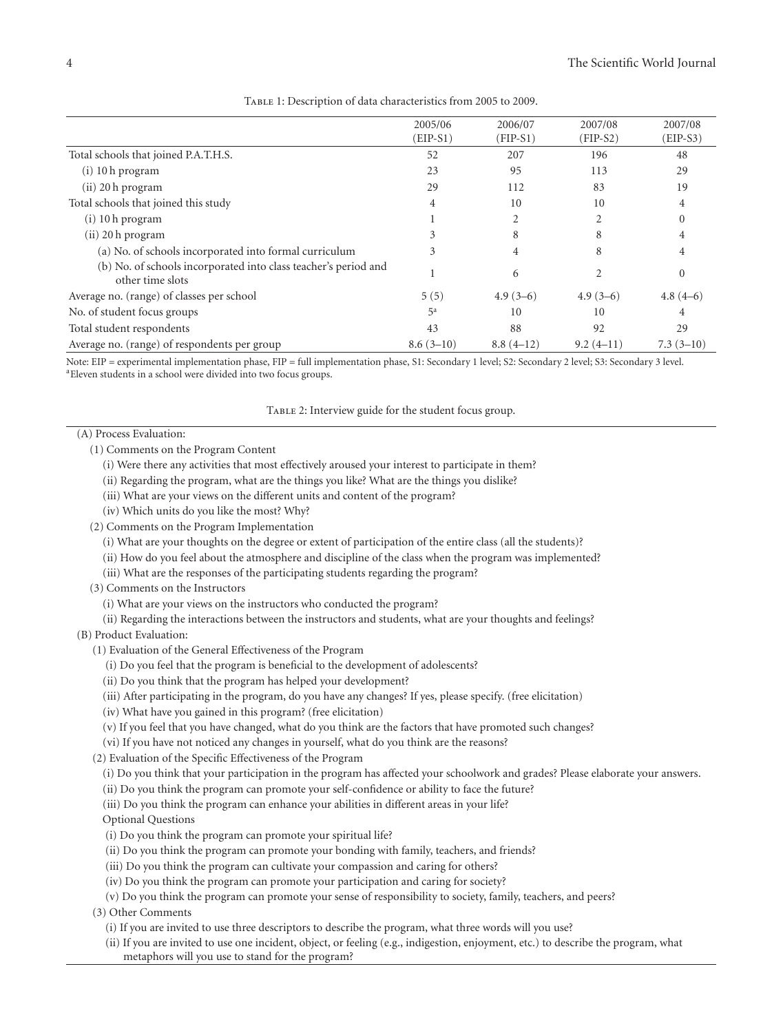Table 1: Description of data characteristics from 2005 to 2009.

| | 2005/06 (EIP-S1) | 2006/07 (FIP-S1) | 2007/08 (FIP-S2) | 2007/08 (EIP-S3) |
|---|---|---|---|---|
| Total schools that joined P.A.T.H.S. | 52 | 207 | 196 | 48 |
| (i) 10 h program | 23 | 95 | 113 | 29 |
| (ii) 20 h program | 29 | 112 | 83 | 19 |
| Total schools that joined this study | 4 | 10 | 10 | 4 |
| (i) 10 h program | 1 | 2 | 2 | 0 |
| (ii) 20 h program | 3 | 8 | 8 | 4 |
| (a) No. of schools incorporated into formal curriculum | 3 | 4 | 8 | 4 |
| (b) No. of schools incorporated into class teacher's period and other time slots | 1 | 6 | 2 | 0 |
| Average no. (range) of classes per school | 5 (5) | 4.9 (3–6) | 4.9 (3–6) | 4.8 (4–6) |
| No. of student focus groups | 5[a] | 10 | 10 | 4 |
| Total student respondents | 43 | 88 | 92 | 29 |
| Average no. (range) of respondents per group | 8.6 (3–10) | 8.8 (4–12) | 9.2 (4–11) | 7.3 (3–10) |

Note: EIP = experimental implementation phase, FIP = full implementation phase, S1: Secondary 1 level; S2: Secondary 2 level; S3: Secondary 3 level.
[a]Eleven students in a school were divided into two focus groups.

Table 2: Interview guide for the student focus group.

(A) Process Evaluation:

- (1) Comments on the Program Content
  - (i) Were there any activities that most effectively aroused your interest to participate in them?
  - (ii) Regarding the program, what are the things you like? What are the things you dislike?
  - (iii) What are your views on the different units and content of the program?
  - (iv) Which units do you like the most? Why?
- (2) Comments on the Program Implementation
  - (i) What are your thoughts on the degree or extent of participation of the entire class (all the students)?
  - (ii) How do you feel about the atmosphere and discipline of the class when the program was implemented?
  - (iii) What are the responses of the participating students regarding the program?
- (3) Comments on the Instructors
  - (i) What are your views on the instructors who conducted the program?
  - (ii) Regarding the interactions between the instructors and students, what are your thoughts and feelings?

(B) Product Evaluation:

- (1) Evaluation of the General Effectiveness of the Program
  - (i) Do you feel that the program is beneficial to the development of adolescents?
  - (ii) Do you think that the program has helped your development?
  - (iii) After participating in the program, do you have any changes? If yes, please specify. (free elicitation)
  - (iv) What have you gained in this program? (free elicitation)
  - (v) If you feel that you have changed, what do you think are the factors that have promoted such changes?
  - (vi) If you have not noticed any changes in yourself, what do you think are the reasons?
- (2) Evaluation of the Specific Effectiveness of the Program
  - (i) Do you think that your participation in the program has affected your schoolwork and grades? Please elaborate your answers.
  - (ii) Do you think the program can promote your self-confidence or ability to face the future?
  - (iii) Do you think the program can enhance your abilities in different areas in your life?
  - Optional Questions
  - (i) Do you think the program can promote your spiritual life?
  - (ii) Do you think the program can promote your bonding with family, teachers, and friends?
  - (iii) Do you think the program can cultivate your compassion and caring for others?
  - (iv) Do you think the program can promote your participation and caring for society?
  - (v) Do you think the program can promote your sense of responsibility to society, family, teachers, and peers?
- (3) Other Comments
  - (i) If you are invited to use three descriptors to describe the program, what three words will you use?
  - (ii) If you are invited to use one incident, object, or feeling (e.g., indigestion, enjoyment, etc.) to describe the program, what metaphors will you use to stand for the program?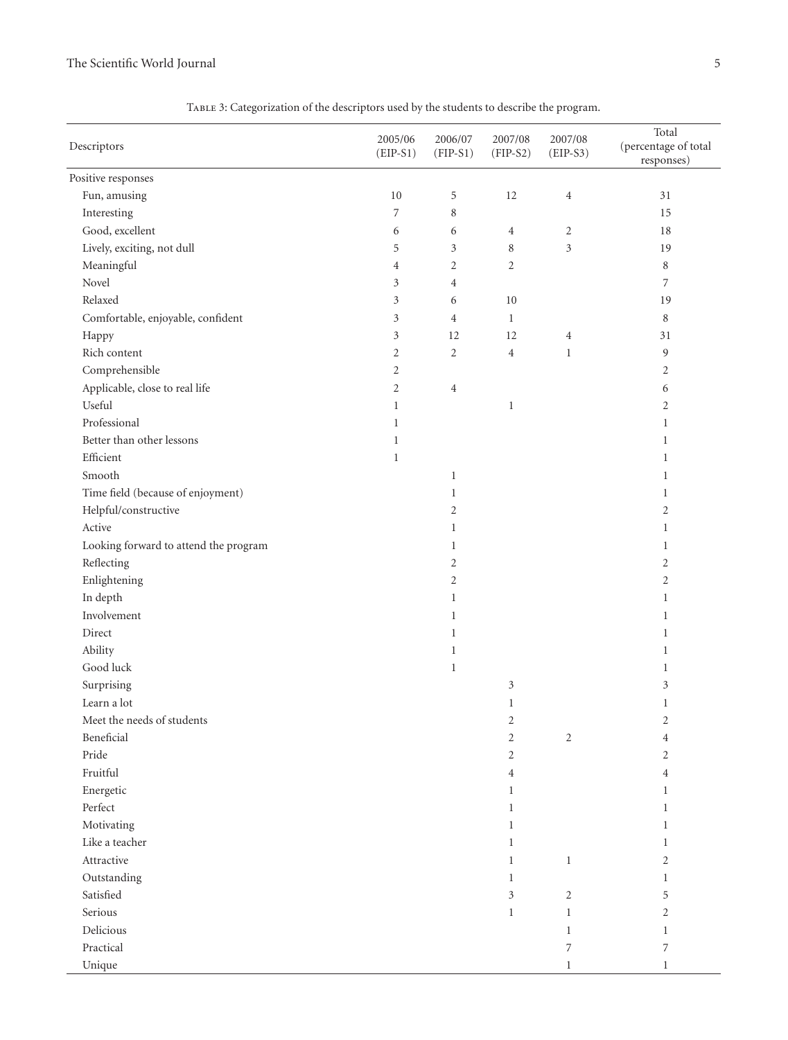Table 3: Categorization of the descriptors used by the students to describe the program.

| Descriptors | 2005/06 (EIP-S1) | 2006/07 (FIP-S1) | 2007/08 (FIP-S2) | 2007/08 (EIP-S3) | Total (percentage of total responses) |
|---|---|---|---|---|---|
| Positive responses | | | | | |
| Fun, amusing | 10 | 5 | 12 | 4 | 31 |
| Interesting | 7 | 8 | | | 15 |
| Good, excellent | 6 | 6 | 4 | 2 | 18 |
| Lively, exciting, not dull | 5 | 3 | 8 | 3 | 19 |
| Meaningful | 4 | 2 | 2 | | 8 |
| Novel | 3 | 4 | | | 7 |
| Relaxed | 3 | 6 | 10 | | 19 |
| Comfortable, enjoyable, confident | 3 | 4 | 1 | | 8 |
| Happy | 3 | 12 | 12 | 4 | 31 |
| Rich content | 2 | 2 | 4 | 1 | 9 |
| Comprehensible | 2 | | | | 2 |
| Applicable, close to real life | 2 | 4 | | | 6 |
| Useful | 1 | | 1 | | 2 |
| Professional | 1 | | | | 1 |
| Better than other lessons | 1 | | | | 1 |
| Efficient | 1 | | | | 1 |
| Smooth | | 1 | | | 1 |
| Time field (because of enjoyment) | | 1 | | | 1 |
| Helpful/constructive | | 2 | | | 2 |
| Active | | 1 | | | 1 |
| Looking forward to attend the program | | 1 | | | 1 |
| Reflecting | | 2 | | | 2 |
| Enlightening | | 2 | | | 2 |
| In depth | | 1 | | | 1 |
| Involvement | | 1 | | | 1 |
| Direct | | 1 | | | 1 |
| Ability | | 1 | | | 1 |
| Good luck | | 1 | | | 1 |
| Surprising | | | 3 | | 3 |
| Learn a lot | | | 1 | | 1 |
| Meet the needs of students | | | 2 | | 2 |
| Beneficial | | | 2 | 2 | 4 |
| Pride | | | 2 | | 2 |
| Fruitful | | | 4 | | 4 |
| Energetic | | | 1 | | 1 |
| Perfect | | | 1 | | 1 |
| Motivating | | | 1 | | 1 |
| Like a teacher | | | 1 | | 1 |
| Attractive | | | 1 | 1 | 2 |
| Outstanding | | | 1 | | 1 |
| Satisfied | | | 3 | 2 | 5 |
| Serious | | | 1 | 1 | 2 |
| Delicious | | | | 1 | 1 |
| Practical | | | | 7 | 7 |
| Unique | | | | 1 | 1 |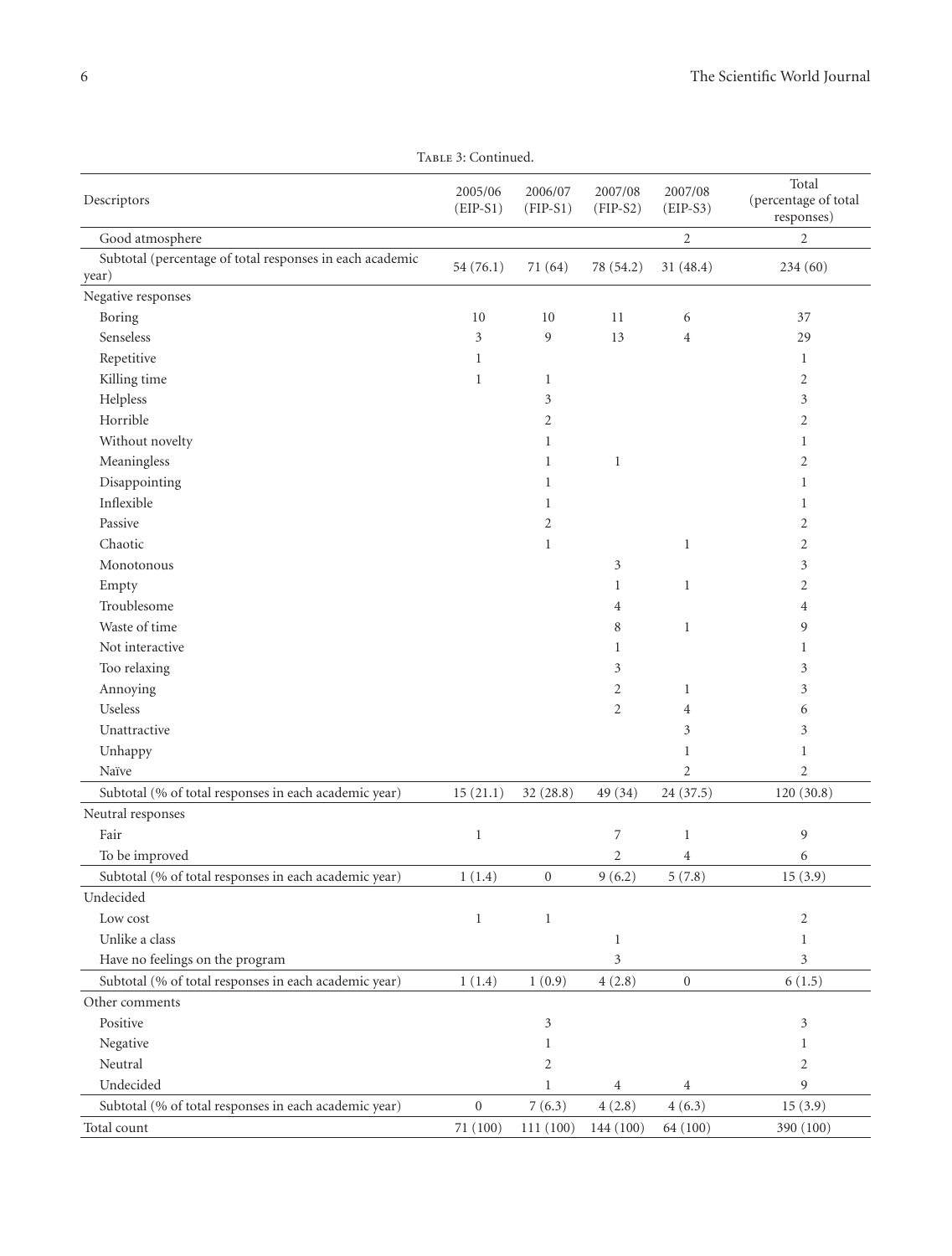Table 3: Continued.

| Descriptors | 2005/06 (EIP-S1) | 2006/07 (FIP-S1) | 2007/08 (FIP-S2) | 2007/08 (EIP-S3) | Total (percentage of total responses) |
|---|---|---|---|---|---|
| Good atmosphere | | | | 2 | 2 |
| Subtotal (percentage of total responses in each academic year) | 54 (76.1) | 71 (64) | 78 (54.2) | 31 (48.4) | 234 (60) |
| Negative responses | | | | | |
| Boring | 10 | 10 | 11 | 6 | 37 |
| Senseless | 3 | 9 | 13 | 4 | 29 |
| Repetitive | 1 | | | | 1 |
| Killing time | 1 | 1 | | | 2 |
| Helpless | | 3 | | | 3 |
| Horrible | | 2 | | | 2 |
| Without novelty | | 1 | | | 1 |
| Meaningless | | 1 | 1 | | 2 |
| Disappointing | | 1 | | | 1 |
| Inflexible | | 1 | | | 1 |
| Passive | | 2 | | | 2 |
| Chaotic | | 1 | | 1 | 2 |
| Monotonous | | | 3 | | 3 |
| Empty | | | 1 | 1 | 2 |
| Troublesome | | | 4 | | 4 |
| Waste of time | | | 8 | 1 | 9 |
| Not interactive | | | 1 | | 1 |
| Too relaxing | | | 3 | | 3 |
| Annoying | | | 2 | 1 | 3 |
| Useless | | | 2 | 4 | 6 |
| Unattractive | | | | 3 | 3 |
| Unhappy | | | | 1 | 1 |
| Naïve | | | | 2 | 2 |
| Subtotal (% of total responses in each academic year) | 15 (21.1) | 32 (28.8) | 49 (34) | 24 (37.5) | 120 (30.8) |
| Neutral responses | | | | | |
| Fair | 1 | | 7 | 1 | 9 |
| To be improved | | | 2 | 4 | 6 |
| Subtotal (% of total responses in each academic year) | 1 (1.4) | 0 | 9 (6.2) | 5 (7.8) | 15 (3.9) |
| Undecided | | | | | |
| Low cost | 1 | 1 | | | 2 |
| Unlike a class | | | 1 | | 1 |
| Have no feelings on the program | | | 3 | | 3 |
| Subtotal (% of total responses in each academic year) | 1 (1.4) | 1 (0.9) | 4 (2.8) | 0 | 6 (1.5) |
| Other comments | | | | | |
| Positive | | 3 | | | 3 |
| Negative | | 1 | | | 1 |
| Neutral | | 2 | | | 2 |
| Undecided | | 1 | 4 | 4 | 9 |
| Subtotal (% of total responses in each academic year) | 0 | 7 (6.3) | 4 (2.8) | 4 (6.3) | 15 (3.9) |
| Total count | 71 (100) | 111 (100) | 144 (100) | 64 (100) | 390 (100) |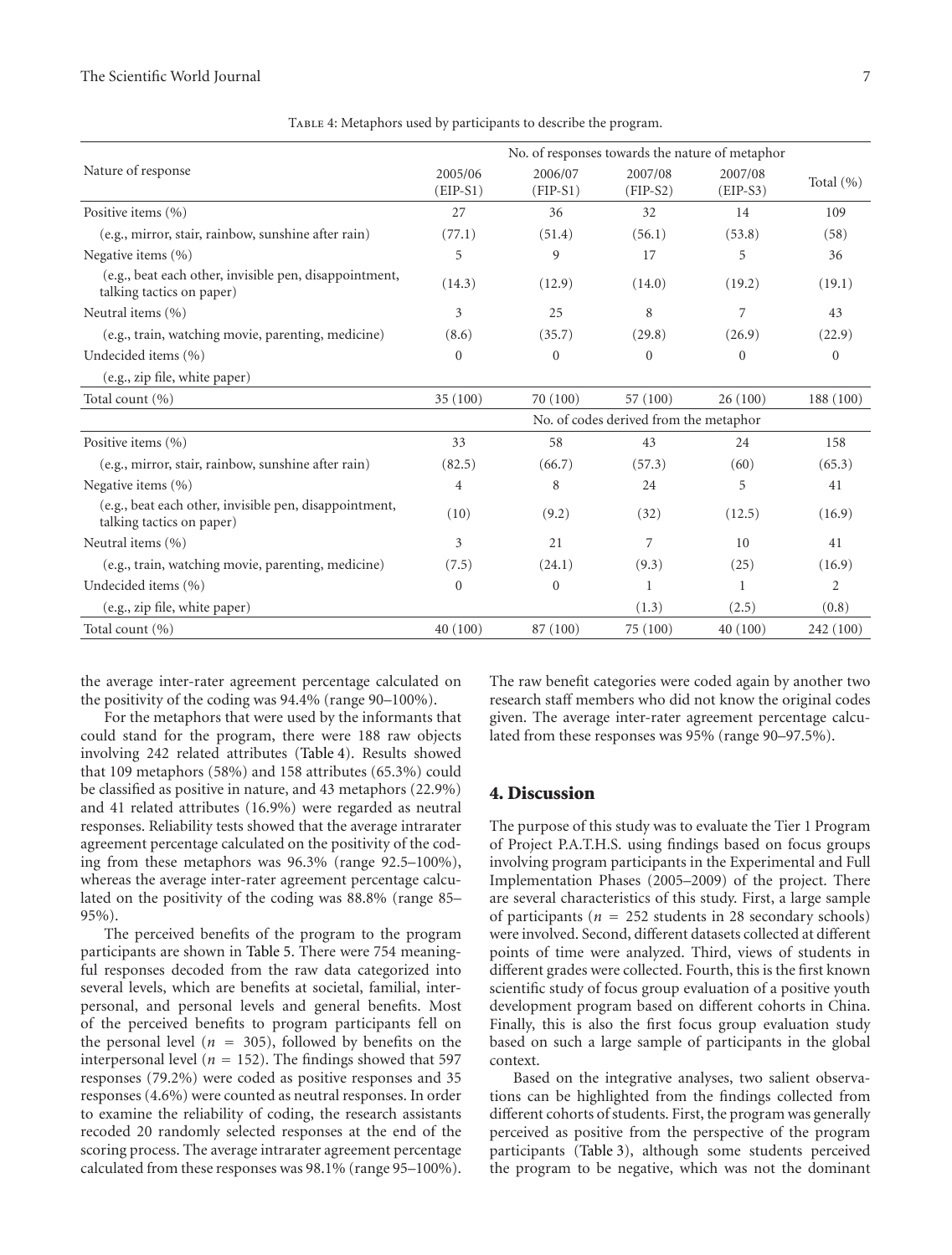Table 4: Metaphors used by participants to describe the program.

| Nature of response | No. of responses towards the nature of metaphor | | | | |
|---|---|---|---|---|---|
| | 2005/06 (EIP-S1) | 2006/07 (FIP-S1) | 2007/08 (FIP-S2) | 2007/08 (EIP-S3) | Total (%) |
| Positive items (%) | 27 | 36 | 32 | 14 | 109 |
| (e.g., mirror, stair, rainbow, sunshine after rain) | (77.1) | (51.4) | (56.1) | (53.8) | (58) |
| Negative items (%) | 5 | 9 | 17 | 5 | 36 |
| (e.g., beat each other, invisible pen, disappointment, talking tactics on paper) | (14.3) | (12.9) | (14.0) | (19.2) | (19.1) |
| Neutral items (%) | 3 | 25 | 8 | 7 | 43 |
| (e.g., train, watching movie, parenting, medicine) | (8.6) | (35.7) | (29.8) | (26.9) | (22.9) |
| Undecided items (%) | 0 | 0 | 0 | 0 | 0 |
| (e.g., zip file, white paper) | | | | | |
| Total count (%) | 35 (100) | 70 (100) | 57 (100) | 26 (100) | 188 (100) |
| | No. of codes derived from the metaphor | | | | |
| Positive items (%) | 33 | 58 | 43 | 24 | 158 |
| (e.g., mirror, stair, rainbow, sunshine after rain) | (82.5) | (66.7) | (57.3) | (60) | (65.3) |
| Negative items (%) | 4 | 8 | 24 | 5 | 41 |
| (e.g., beat each other, invisible pen, disappointment, talking tactics on paper) | (10) | (9.2) | (32) | (12.5) | (16.9) |
| Neutral items (%) | 3 | 21 | 7 | 10 | 41 |
| (e.g., train, watching movie, parenting, medicine) | (7.5) | (24.1) | (9.3) | (25) | (16.9) |
| Undecided items (%) | 0 | 0 | 1 | 1 | 2 |
| (e.g., zip file, white paper) | | | (1.3) | (2.5) | (0.8) |
| Total count (%) | 40 (100) | 87 (100) | 75 (100) | 40 (100) | 242 (100) |

the average inter-rater agreement percentage calculated on the positivity of the coding was 94.4% (range 90–100%).

For the metaphors that were used by the informants that could stand for the program, there were 188 raw objects involving 242 related attributes (Table 4). Results showed that 109 metaphors (58%) and 158 attributes (65.3%) could be classified as positive in nature, and 43 metaphors (22.9%) and 41 related attributes (16.9%) were regarded as neutral responses. Reliability tests showed that the average intrarater agreement percentage calculated on the positivity of the coding from these metaphors was 96.3% (range 92.5–100%), whereas the average inter-rater agreement percentage calculated on the positivity of the coding was 88.8% (range 85–95%).

The perceived benefits of the program to the program participants are shown in Table 5. There were 754 meaningful responses decoded from the raw data categorized into several levels, which are benefits at societal, familial, interpersonal, and personal levels and general benefits. Most of the perceived benefits to program participants fell on the personal level ($n = 305$), followed by benefits on the interpersonal level ($n = 152$). The findings showed that 597 responses (79.2%) were coded as positive responses and 35 responses (4.6%) were counted as neutral responses. In order to examine the reliability of coding, the research assistants recoded 20 randomly selected responses at the end of the scoring process. The average intrarater agreement percentage calculated from these responses was 98.1% (range 95–100%). The raw benefit categories were coded again by another two research staff members who did not know the original codes given. The average inter-rater agreement percentage calculated from these responses was 95% (range 90–97.5%).

## 4. Discussion

The purpose of this study was to evaluate the Tier 1 Program of Project P.A.T.H.S. using findings based on focus groups involving program participants in the Experimental and Full Implementation Phases (2005–2009) of the project. There are several characteristics of this study. First, a large sample of participants ($n = 252$ students in 28 secondary schools) were involved. Second, different datasets collected at different points of time were analyzed. Third, views of students in different grades were collected. Fourth, this is the first known scientific study of focus group evaluation of a positive youth development program based on different cohorts in China. Finally, this is also the first focus group evaluation study based on such a large sample of participants in the global context.

Based on the integrative analyses, two salient observations can be highlighted from the findings collected from different cohorts of students. First, the program was generally perceived as positive from the perspective of the program participants (Table 3), although some students perceived the program to be negative, which was not the dominant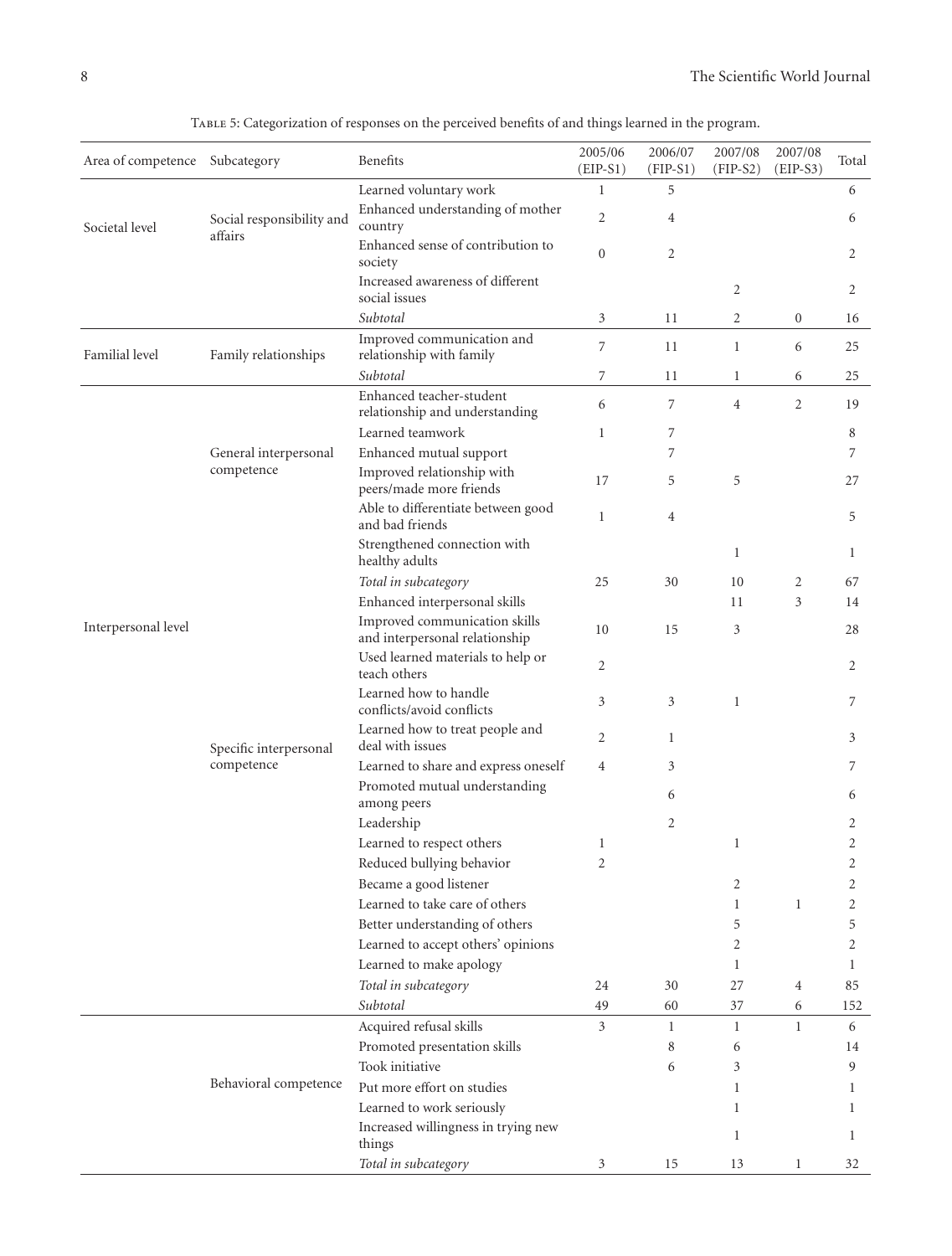Table 5: Categorization of responses on the perceived benefits of and things learned in the program.

| Area of competence | Subcategory | Benefits | 2005/06 (EIP-S1) | 2006/07 (FIP-S1) | 2007/08 (FIP-S2) | 2007/08 (EIP-S3) | Total |
|---|---|---|---|---|---|---|---|
| Societal level | Social responsibility and affairs | Learned voluntary work | 1 | 5 | | | 6 |
| | | Enhanced understanding of mother country | 2 | 4 | | | 6 |
| | | Enhanced sense of contribution to society | 0 | 2 | | | 2 |
| | | Increased awareness of different social issues | | | 2 | | 2 |
| | | *Subtotal* | 3 | 11 | 2 | 0 | 16 |
| Familial level | Family relationships | Improved communication and relationship with family | 7 | 11 | 1 | 6 | 25 |
| | | *Subtotal* | 7 | 11 | 1 | 6 | 25 |
| Interpersonal level | General interpersonal competence | Enhanced teacher-student relationship and understanding | 6 | 7 | 4 | 2 | 19 |
| | | Learned teamwork | 1 | 7 | | | 8 |
| | | Enhanced mutual support | | 7 | | | 7 |
| | | Improved relationship with peers/made more friends | 17 | 5 | 5 | | 27 |
| | | Able to differentiate between good and bad friends | 1 | 4 | | | 5 |
| | | Strengthened connection with healthy adults | | | 1 | | 1 |
| | | *Total in subcategory* | 25 | 30 | 10 | 2 | 67 |
| | Specific interpersonal competence | Enhanced interpersonal skills | | | 11 | 3 | 14 |
| | | Improved communication skills and interpersonal relationship | 10 | 15 | 3 | | 28 |
| | | Used learned materials to help or teach others | 2 | | | | 2 |
| | | Learned how to handle conflicts/avoid conflicts | 3 | 3 | 1 | | 7 |
| | | Learned how to treat people and deal with issues | 2 | 1 | | | 3 |
| | | Learned to share and express oneself | 4 | 3 | | | 7 |
| | | Promoted mutual understanding among peers | | 6 | | | 6 |
| | | Leadership | | 2 | | | 2 |
| | | Learned to respect others | 1 | | 1 | | 2 |
| | | Reduced bullying behavior | 2 | | | | 2 |
| | | Became a good listener | | | 2 | | 2 |
| | | Learned to take care of others | | | 1 | 1 | 2 |
| | | Better understanding of others | | | 5 | | 5 |
| | | Learned to accept others' opinions | | | 2 | | 2 |
| | | Learned to make apology | | | 1 | | 1 |
| | | *Total in subcategory* | 24 | 30 | 27 | 4 | 85 |
| | | *Subtotal* | 49 | 60 | 37 | 6 | 152 |
| | Behavioral competence | Acquired refusal skills | 3 | 1 | 1 | 1 | 6 |
| | | Promoted presentation skills | | 8 | 6 | | 14 |
| | | Took initiative | | 6 | 3 | | 9 |
| | | Put more effort on studies | | | 1 | | 1 |
| | | Learned to work seriously | | | 1 | | 1 |
| | | Increased willingness in trying new things | | | 1 | | 1 |
| | | *Total in subcategory* | 3 | 15 | 13 | 1 | 32 |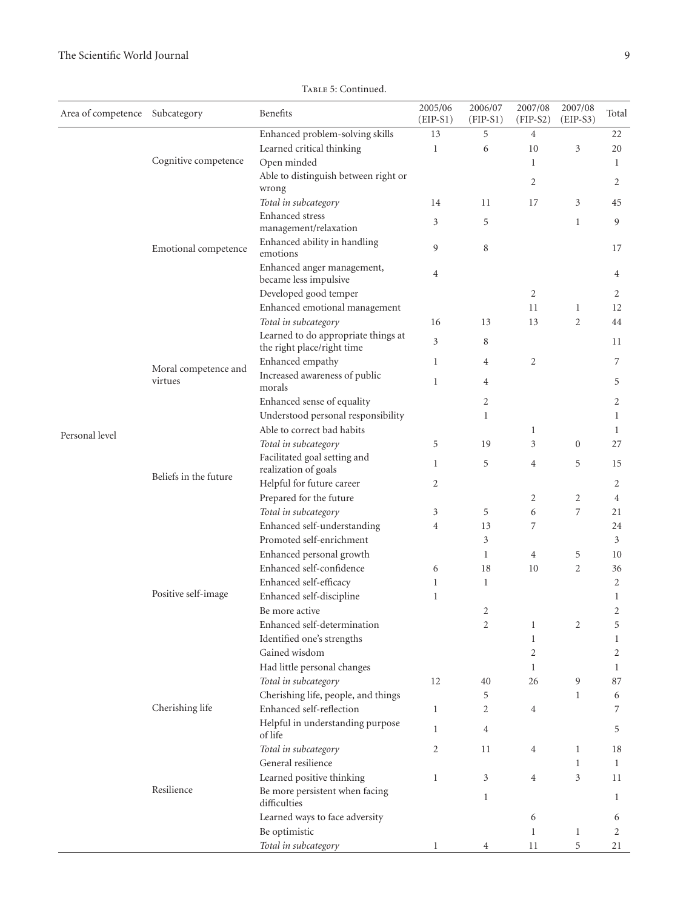Table 5: Continued.

| Area of competence | Subcategory | Benefits | 2005/06 (EIP-S1) | 2006/07 (FIP-S1) | 2007/08 (FIP-S2) | 2007/08 (EIP-S3) | Total |
|---|---|---|---|---|---|---|---|
| Personal level | Cognitive competence | Enhanced problem-solving skills | 13 | 5 | 4 | | 22 |
| | | Learned critical thinking | 1 | 6 | 10 | 3 | 20 |
| | | Open minded | | | 1 | | 1 |
| | | Able to distinguish between right or wrong | | | 2 | | 2 |
| | | *Total in subcategory* | 14 | 11 | 17 | 3 | 45 |
| | Emotional competence | Enhanced stress management/relaxation | 3 | 5 | | 1 | 9 |
| | | Enhanced ability in handling emotions | 9 | 8 | | | 17 |
| | | Enhanced anger management, became less impulsive | 4 | | | | 4 |
| | | Developed good temper | | | 2 | | 2 |
| | | Enhanced emotional management | | | 11 | 1 | 12 |
| | | *Total in subcategory* | 16 | 13 | 13 | 2 | 44 |
| | Moral competence and virtues | Learned to do appropriate things at the right place/right time | 3 | 8 | | | 11 |
| | | Enhanced empathy | 1 | 4 | 2 | | 7 |
| | | Increased awareness of public morals | 1 | 4 | | | 5 |
| | | Enhanced sense of equality | | 2 | | | 2 |
| | | Understood personal responsibility | | 1 | | | 1 |
| | | Able to correct bad habits | | | 1 | | 1 |
| | | *Total in subcategory* | 5 | 19 | 3 | 0 | 27 |
| | Beliefs in the future | Facilitated goal setting and realization of goals | 1 | 5 | 4 | 5 | 15 |
| | | Helpful for future career | 2 | | | | 2 |
| | | Prepared for the future | | | 2 | 2 | 4 |
| | | *Total in subcategory* | 3 | 5 | 6 | 7 | 21 |
| | Positive self-image | Enhanced self-understanding | 4 | 13 | 7 | | 24 |
| | | Promoted self-enrichment | | 3 | | | 3 |
| | | Enhanced personal growth | | 1 | 4 | 5 | 10 |
| | | Enhanced self-confidence | 6 | 18 | 10 | 2 | 36 |
| | | Enhanced self-efficacy | 1 | 1 | | | 2 |
| | | Enhanced self-discipline | 1 | | | | 1 |
| | | Be more active | | 2 | | | 2 |
| | | Enhanced self-determination | | 2 | 1 | 2 | 5 |
| | | Identified one's strengths | | | 1 | | 1 |
| | | Gained wisdom | | | 2 | | 2 |
| | | Had little personal changes | | | 1 | | 1 |
| | | *Total in subcategory* | 12 | 40 | 26 | 9 | 87 |
| | Cherishing life | Cherishing life, people, and things | | 5 | | 1 | 6 |
| | | Enhanced self-reflection | 1 | 2 | 4 | | 7 |
| | | Helpful in understanding purpose of life | 1 | 4 | | | 5 |
| | | *Total in subcategory* | 2 | 11 | 4 | 1 | 18 |
| | Resilience | General resilience | | | | 1 | 1 |
| | | Learned positive thinking | 1 | 3 | 4 | 3 | 11 |
| | | Be more persistent when facing difficulties | | 1 | | | 1 |
| | | Learned ways to face adversity | | | 6 | | 6 |
| | | Be optimistic | | | 1 | 1 | 2 |
| | | *Total in subcategory* | 1 | 4 | 11 | 5 | 21 |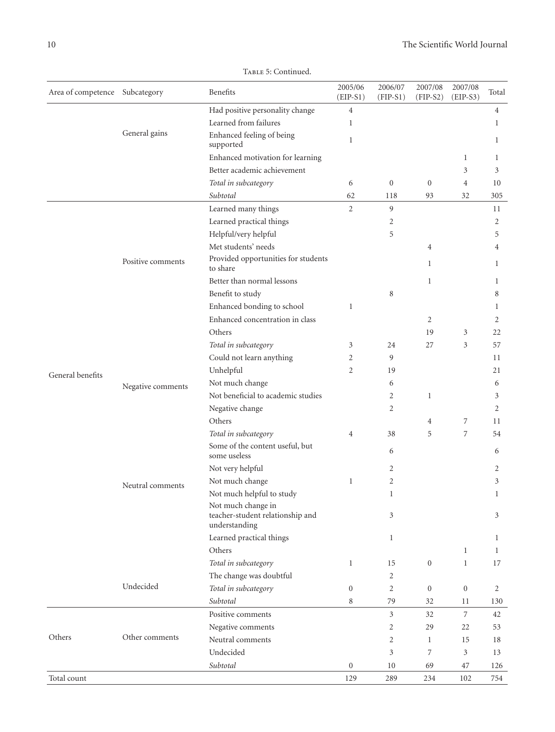Table 5: Continued.

| Area of competence | Subcategory | Benefits | 2005/06 (EIP-S1) | 2006/07 (FIP-S1) | 2007/08 (FIP-S2) | 2007/08 (EIP-S3) | Total |
|---|---|---|---|---|---|---|---|
| | General gains | Had positive personality change | 4 | | | | 4 |
| | | Learned from failures | 1 | | | | 1 |
| | | Enhanced feeling of being supported | 1 | | | | 1 |
| | | Enhanced motivation for learning | | | | 1 | 1 |
| | | Better academic achievement | | | | 3 | 3 |
| | | *Total in subcategory* | 6 | 0 | 0 | 4 | 10 |
| | | *Subtotal* | 62 | 118 | 93 | 32 | 305 |
| General benefits | Positive comments | Learned many things | 2 | 9 | | | 11 |
| | | Learned practical things | | 2 | | | 2 |
| | | Helpful/very helpful | | 5 | | | 5 |
| | | Met students' needs | | | 4 | | 4 |
| | | Provided opportunities for students to share | | | 1 | | 1 |
| | | Better than normal lessons | | | 1 | | 1 |
| | | Benefit to study | | 8 | | | 8 |
| | | Enhanced bonding to school | 1 | | | | 1 |
| | | Enhanced concentration in class | | | 2 | | 2 |
| | | Others | | | 19 | 3 | 22 |
| | | *Total in subcategory* | 3 | 24 | 27 | 3 | 57 |
| | Negative comments | Could not learn anything | 2 | 9 | | | 11 |
| | | Unhelpful | 2 | 19 | | | 21 |
| | | Not much change | | 6 | | | 6 |
| | | Not beneficial to academic studies | | 2 | 1 | | 3 |
| | | Negative change | | 2 | | | 2 |
| | | Others | | | 4 | 7 | 11 |
| | | *Total in subcategory* | 4 | 38 | 5 | 7 | 54 |
| | Neutral comments | Some of the content useful, but some useless | | 6 | | | 6 |
| | | Not very helpful | | 2 | | | 2 |
| | | Not much change | 1 | 2 | | | 3 |
| | | Not much helpful to study | | 1 | | | 1 |
| | | Not much change in teacher-student relationship and understanding | | 3 | | | 3 |
| | | Learned practical things | | 1 | | | 1 |
| | | Others | | | | 1 | 1 |
| | | *Total in subcategory* | 1 | 15 | 0 | 1 | 17 |
| | Undecided | The change was doubtful | | 2 | | | |
| | | *Total in subcategory* | 0 | 2 | 0 | 0 | 2 |
| | | *Subtotal* | 8 | 79 | 32 | 11 | 130 |
| Others | Other comments | Positive comments | | 3 | 32 | 7 | 42 |
| | | Negative comments | | 2 | 29 | 22 | 53 |
| | | Neutral comments | | 2 | 1 | 15 | 18 |
| | | Undecided | | 3 | 7 | 3 | 13 |
| | | *Subtotal* | 0 | 10 | 69 | 47 | 126 |
| Total count | | | 129 | 289 | 234 | 102 | 754 |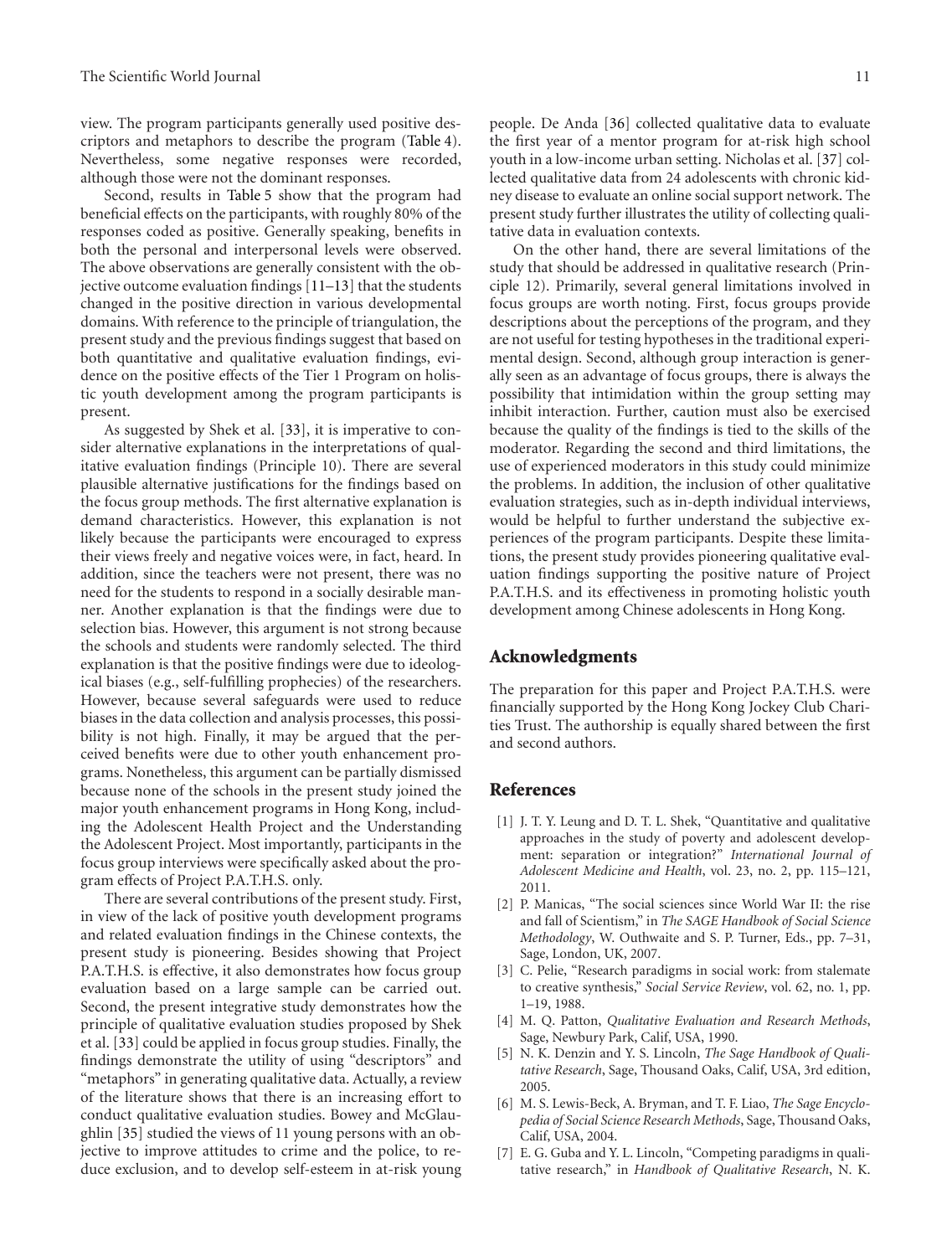view. The program participants generally used positive descriptors and metaphors to describe the program (Table 4). Nevertheless, some negative responses were recorded, although those were not the dominant responses.

Second, results in Table 5 show that the program had beneficial effects on the participants, with roughly 80% of the responses coded as positive. Generally speaking, benefits in both the personal and interpersonal levels were observed. The above observations are generally consistent with the objective outcome evaluation findings [11–13] that the students changed in the positive direction in various developmental domains. With reference to the principle of triangulation, the present study and the previous findings suggest that based on both quantitative and qualitative evaluation findings, evidence on the positive effects of the Tier 1 Program on holistic youth development among the program participants is present.

As suggested by Shek et al. [33], it is imperative to consider alternative explanations in the interpretations of qualitative evaluation findings (Principle 10). There are several plausible alternative justifications for the findings based on the focus group methods. The first alternative explanation is demand characteristics. However, this explanation is not likely because the participants were encouraged to express their views freely and negative voices were, in fact, heard. In addition, since the teachers were not present, there was no need for the students to respond in a socially desirable manner. Another explanation is that the findings were due to selection bias. However, this argument is not strong because the schools and students were randomly selected. The third explanation is that the positive findings were due to ideological biases (e.g., self-fulfilling prophecies) of the researchers. However, because several safeguards were used to reduce biases in the data collection and analysis processes, this possibility is not high. Finally, it may be argued that the perceived benefits were due to other youth enhancement programs. Nonetheless, this argument can be partially dismissed because none of the schools in the present study joined the major youth enhancement programs in Hong Kong, including the Adolescent Health Project and the Understanding the Adolescent Project. Most importantly, participants in the focus group interviews were specifically asked about the program effects of Project P.A.T.H.S. only.

There are several contributions of the present study. First, in view of the lack of positive youth development programs and related evaluation findings in the Chinese contexts, the present study is pioneering. Besides showing that Project P.A.T.H.S. is effective, it also demonstrates how focus group evaluation based on a large sample can be carried out. Second, the present integrative study demonstrates how the principle of qualitative evaluation studies proposed by Shek et al. [33] could be applied in focus group studies. Finally, the findings demonstrate the utility of using "descriptors" and "metaphors" in generating qualitative data. Actually, a review of the literature shows that there is an increasing effort to conduct qualitative evaluation studies. Bowey and McGlaughlin [35] studied the views of 11 young persons with an objective to improve attitudes to crime and the police, to reduce exclusion, and to develop self-esteem in at-risk young people. De Anda [36] collected qualitative data to evaluate the first year of a mentor program for at-risk high school youth in a low-income urban setting. Nicholas et al. [37] collected qualitative data from 24 adolescents with chronic kidney disease to evaluate an online social support network. The present study further illustrates the utility of collecting qualitative data in evaluation contexts.

On the other hand, there are several limitations of the study that should be addressed in qualitative research (Principle 12). Primarily, several general limitations involved in focus groups are worth noting. First, focus groups provide descriptions about the perceptions of the program, and they are not useful for testing hypotheses in the traditional experimental design. Second, although group interaction is generally seen as an advantage of focus groups, there is always the possibility that intimidation within the group setting may inhibit interaction. Further, caution must also be exercised because the quality of the findings is tied to the skills of the moderator. Regarding the second and third limitations, the use of experienced moderators in this study could minimize the problems. In addition, the inclusion of other qualitative evaluation strategies, such as in-depth individual interviews, would be helpful to further understand the subjective experiences of the program participants. Despite these limitations, the present study provides pioneering qualitative evaluation findings supporting the positive nature of Project P.A.T.H.S. and its effectiveness in promoting holistic youth development among Chinese adolescents in Hong Kong.

## Acknowledgments

The preparation for this paper and Project P.A.T.H.S. were financially supported by the Hong Kong Jockey Club Charities Trust. The authorship is equally shared between the first and second authors.

## References

[1] J. T. Y. Leung and D. T. L. Shek, "Quantitative and qualitative approaches in the study of poverty and adolescent development: separation or integration?" *International Journal of Adolescent Medicine and Health*, vol. 23, no. 2, pp. 115–121, 2011.

[2] P. Manicas, "The social sciences since World War II: the rise and fall of Scientism," in *The SAGE Handbook of Social Science Methodology*, W. Outhwaite and S. P. Turner, Eds., pp. 7–31, Sage, London, UK, 2007.

[3] C. Pelie, "Research paradigms in social work: from stalemate to creative synthesis," *Social Service Review*, vol. 62, no. 1, pp. 1–19, 1988.

[4] M. Q. Patton, *Qualitative Evaluation and Research Methods*, Sage, Newbury Park, Calif, USA, 1990.

[5] N. K. Denzin and Y. S. Lincoln, *The Sage Handbook of Qualitative Research*, Sage, Thousand Oaks, Calif, USA, 3rd edition, 2005.

[6] M. S. Lewis-Beck, A. Bryman, and T. F. Liao, *The Sage Encyclopedia of Social Science Research Methods*, Sage, Thousand Oaks, Calif, USA, 2004.

[7] E. G. Guba and Y. L. Lincoln, "Competing paradigms in qualitative research," in *Handbook of Qualitative Research*, N. K.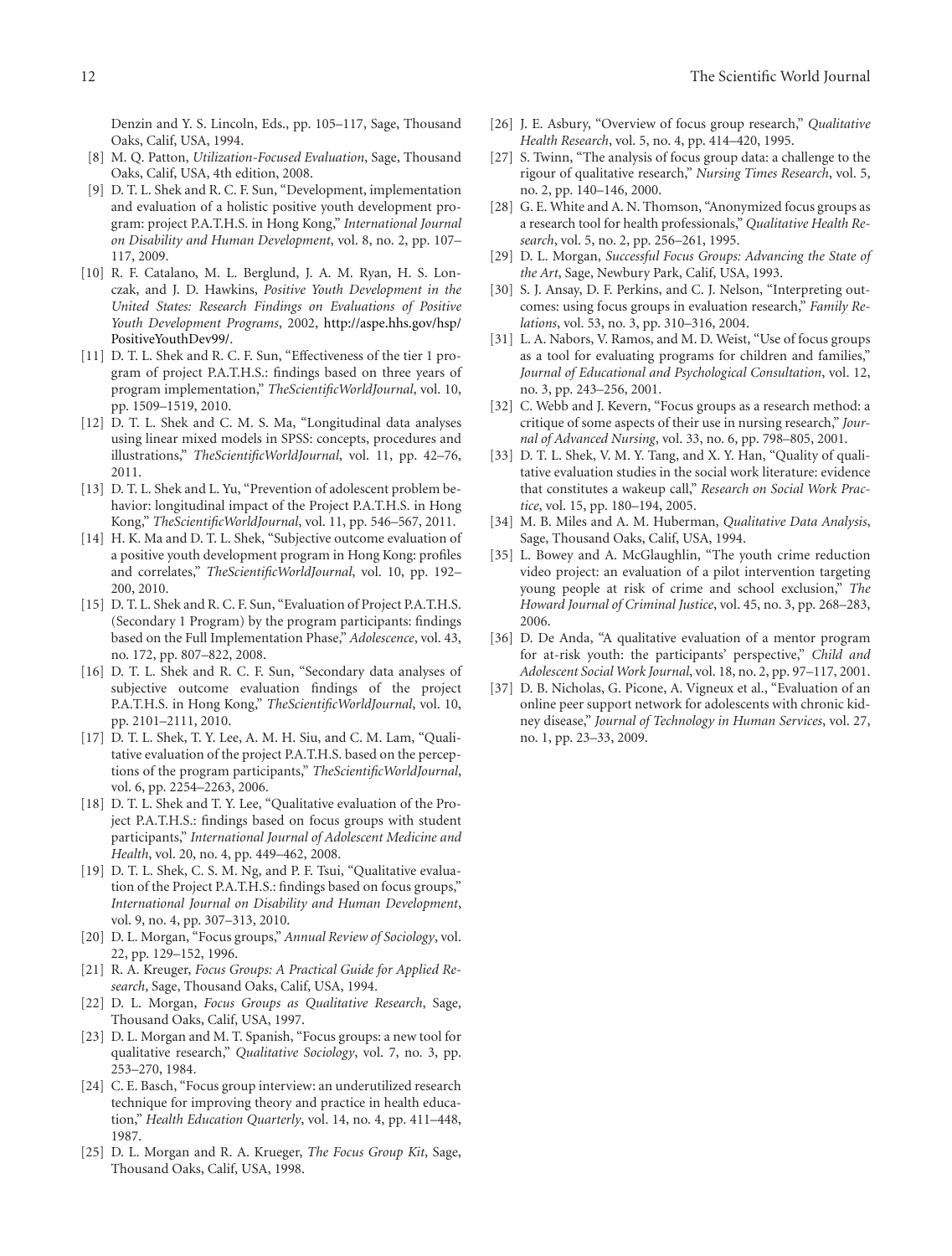Denzin and Y. S. Lincoln, Eds., pp. 105–117, Sage, Thousand Oaks, Calif, USA, 1994.

[8] M. Q. Patton, *Utilization-Focused Evaluation*, Sage, Thousand Oaks, Calif, USA, 4th edition, 2008.

[9] D. T. L. Shek and R. C. F. Sun, "Development, implementation and evaluation of a holistic positive youth development program: project P.A.T.H.S. in Hong Kong," *International Journal on Disability and Human Development*, vol. 8, no. 2, pp. 107–117, 2009.

[10] R. F. Catalano, M. L. Berglund, J. A. M. Ryan, H. S. Lonczak, and J. D. Hawkins, *Positive Youth Development in the United States: Research Findings on Evaluations of Positive Youth Development Programs*, 2002, http://aspe.hhs.gov/hsp/PositiveYouthDev99/.

[11] D. T. L. Shek and R. C. F. Sun, "Effectiveness of the tier 1 program of project P.A.T.H.S.: findings based on three years of program implementation," *TheScientificWorldJournal*, vol. 10, pp. 1509–1519, 2010.

[12] D. T. L. Shek and C. M. S. Ma, "Longitudinal data analyses using linear mixed models in SPSS: concepts, procedures and illustrations," *TheScientificWorldJournal*, vol. 11, pp. 42–76, 2011.

[13] D. T. L. Shek and L. Yu, "Prevention of adolescent problem behavior: longitudinal impact of the Project P.A.T.H.S. in Hong Kong," *TheScientificWorldJournal*, vol. 11, pp. 546–567, 2011.

[14] H. K. Ma and D. T. L. Shek, "Subjective outcome evaluation of a positive youth development program in Hong Kong: profiles and correlates," *TheScientificWorldJournal*, vol. 10, pp. 192–200, 2010.

[15] D. T. L. Shek and R. C. F. Sun, "Evaluation of Project P.A.T.H.S. (Secondary 1 Program) by the program participants: findings based on the Full Implementation Phase," *Adolescence*, vol. 43, no. 172, pp. 807–822, 2008.

[16] D. T. L. Shek and R. C. F. Sun, "Secondary data analyses of subjective outcome evaluation findings of the project P.A.T.H.S. in Hong Kong," *TheScientificWorldJournal*, vol. 10, pp. 2101–2111, 2010.

[17] D. T. L. Shek, T. Y. Lee, A. M. H. Siu, and C. M. Lam, "Qualitative evaluation of the project P.A.T.H.S. based on the perceptions of the program participants," *TheScientificWorldJournal*, vol. 6, pp. 2254–2263, 2006.

[18] D. T. L. Shek and T. Y. Lee, "Qualitative evaluation of the Project P.A.T.H.S.: findings based on focus groups with student participants," *International Journal of Adolescent Medicine and Health*, vol. 20, no. 4, pp. 449–462, 2008.

[19] D. T. L. Shek, C. S. M. Ng, and P. F. Tsui, "Qualitative evaluation of the Project P.A.T.H.S.: findings based on focus groups," *International Journal on Disability and Human Development*, vol. 9, no. 4, pp. 307–313, 2010.

[20] D. L. Morgan, "Focus groups," *Annual Review of Sociology*, vol. 22, pp. 129–152, 1996.

[21] R. A. Kreuger, *Focus Groups: A Practical Guide for Applied Research*, Sage, Thousand Oaks, Calif, USA, 1994.

[22] D. L. Morgan, *Focus Groups as Qualitative Research*, Sage, Thousand Oaks, Calif, USA, 1997.

[23] D. L. Morgan and M. T. Spanish, "Focus groups: a new tool for qualitative research," *Qualitative Sociology*, vol. 7, no. 3, pp. 253–270, 1984.

[24] C. E. Basch, "Focus group interview: an underutilized research technique for improving theory and practice in health education," *Health Education Quarterly*, vol. 14, no. 4, pp. 411–448, 1987.

[25] D. L. Morgan and R. A. Krueger, *The Focus Group Kit*, Sage, Thousand Oaks, Calif, USA, 1998.

[26] J. E. Asbury, "Overview of focus group research," *Qualitative Health Research*, vol. 5, no. 4, pp. 414–420, 1995.

[27] S. Twinn, "The analysis of focus group data: a challenge to the rigour of qualitative research," *Nursing Times Research*, vol. 5, no. 2, pp. 140–146, 2000.

[28] G. E. White and A. N. Thomson, "Anonymized focus groups as a research tool for health professionals," *Qualitative Health Research*, vol. 5, no. 2, pp. 256–261, 1995.

[29] D. L. Morgan, *Successful Focus Groups: Advancing the State of the Art*, Sage, Newbury Park, Calif, USA, 1993.

[30] S. J. Ansay, D. F. Perkins, and C. J. Nelson, "Interpreting outcomes: using focus groups in evaluation research," *Family Relations*, vol. 53, no. 3, pp. 310–316, 2004.

[31] L. A. Nabors, V. Ramos, and M. D. Weist, "Use of focus groups as a tool for evaluating programs for children and families," *Journal of Educational and Psychological Consultation*, vol. 12, no. 3, pp. 243–256, 2001.

[32] C. Webb and J. Kevern, "Focus groups as a research method: a critique of some aspects of their use in nursing research," *Journal of Advanced Nursing*, vol. 33, no. 6, pp. 798–805, 2001.

[33] D. T. L. Shek, V. M. Y. Tang, and X. Y. Han, "Quality of qualitative evaluation studies in the social work literature: evidence that constitutes a wakeup call," *Research on Social Work Practice*, vol. 15, pp. 180–194, 2005.

[34] M. B. Miles and A. M. Huberman, *Qualitative Data Analysis*, Sage, Thousand Oaks, Calif, USA, 1994.

[35] L. Bowey and A. McGlaughlin, "The youth crime reduction video project: an evaluation of a pilot intervention targeting young people at risk of crime and school exclusion," *The Howard Journal of Criminal Justice*, vol. 45, no. 3, pp. 268–283, 2006.

[36] D. De Anda, "A qualitative evaluation of a mentor program for at-risk youth: the participants' perspective," *Child and Adolescent Social Work Journal*, vol. 18, no. 2, pp. 97–117, 2001.

[37] D. B. Nicholas, G. Picone, A. Vigneux et al., "Evaluation of an online peer support network for adolescents with chronic kidney disease," *Journal of Technology in Human Services*, vol. 27, no. 1, pp. 23–33, 2009.